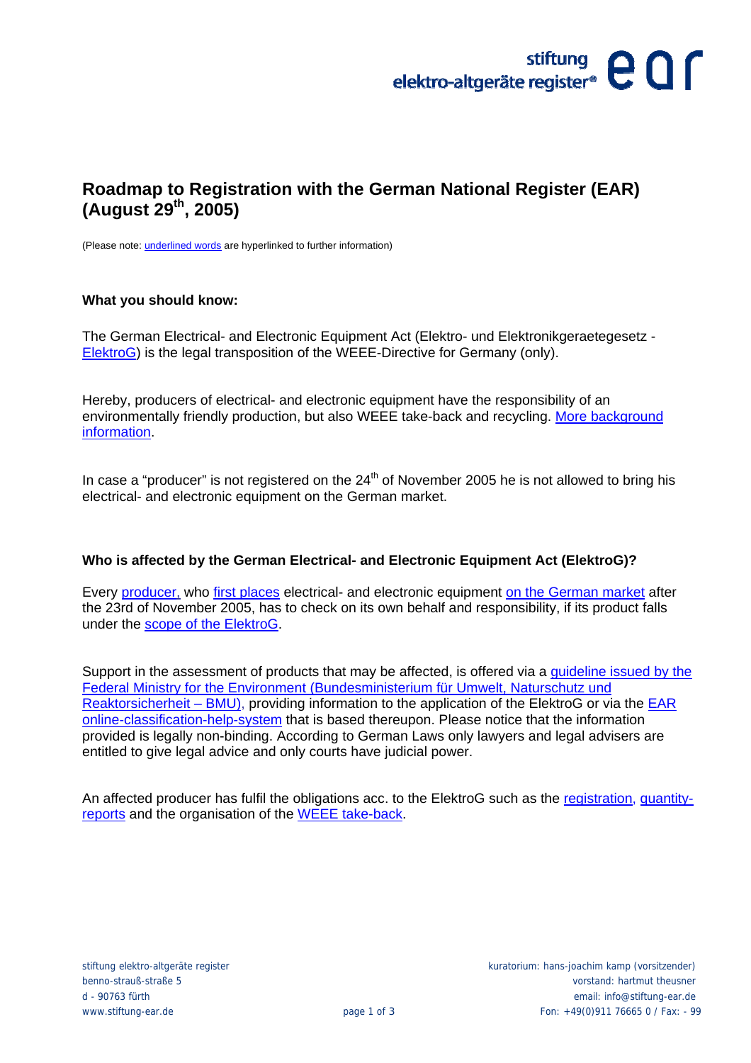# Roadmap to Registration with the German National Register (EAR) (August 29th, 2005)

(Please note: underlined words are hyperlinked to further information)

**What you should know:**

The German Electrical- and Electronic Equipment Act (Elektro- und Elektronikgeraetegesetz - ElektroG) is the legal transposition of the WEEE-Directive for Germany (only).

Hereby, producers of electrical- and electronic equipment have the responsibility of an environmentally friendly production, but also WEEE take-back and recycling. More background information.

In case a "producer" is not registered on the 24th of November 2005 he is not allowed to bring his electrical- and electronic equipment on the German market.

**Who is affected by the German Electrical- and Electronic Equipment Act (ElektroG)?**

Every producer, who first places electrical- and electronic equipment on the German market after the 23rd of November 2005, has to check on its own behalf and responsibility, if its product falls under the scope of the ElektroG.

Support in the assessment of products that may be affected, is offered via a guideline issued by the Federal Ministry for the Environment (Bundesministerium für Umwelt, Naturschutz und Reaktorsicherheit – BMU), providing information to the application of the ElektroG or via the EAR online-classification-help-system that is based thereupon. Please notice that the information provided is legally non-binding. According to German Laws only lawyers and legal advisers are entitled to give legal advice and only courts have judicial power.

An affected producer has fulfil the obligations acc. to the ElektroG such as the registration, quantity-reports and the organisation of the WEEE take-back.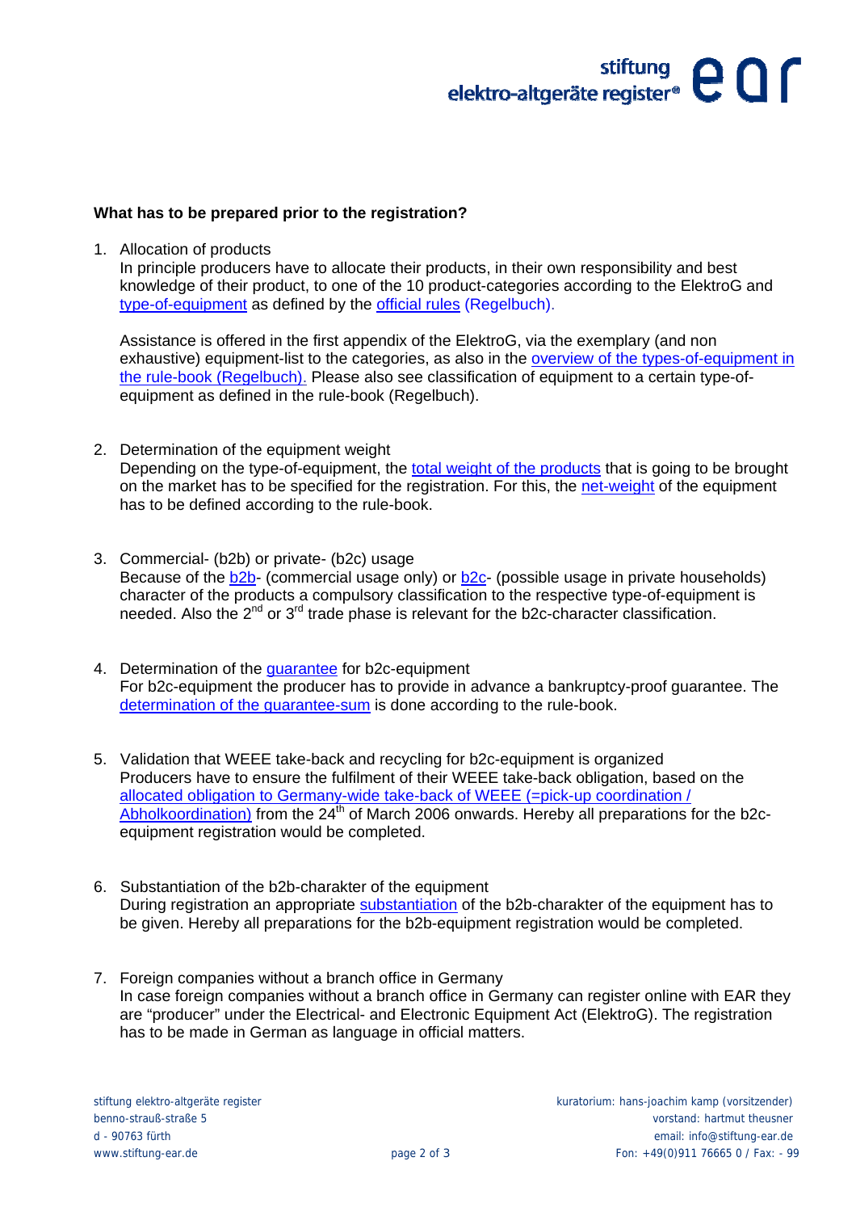**What has to be prepared prior to the registration?**

1. Allocation of products
   In principle producers have to allocate their products, in their own responsibility and best knowledge of their product, to one of the 10 product-categories according to the ElektroG and type-of-equipment as defined by the official rules (Regelbuch).

   Assistance is offered in the first appendix of the ElektroG, via the exemplary (and non exhaustive) equipment-list to the categories, as also in the overview of the types-of-equipment in the rule-book (Regelbuch). Please also see classification of equipment to a certain type-of-equipment as defined in the rule-book (Regelbuch).

2. Determination of the equipment weight
   Depending on the type-of-equipment, the total weight of the products that is going to be brought on the market has to be specified for the registration. For this, the net-weight of the equipment has to be defined according to the rule-book.

3. Commercial- (b2b) or private- (b2c) usage
   Because of the b2b- (commercial usage only) or b2c- (possible usage in private households) character of the products a compulsory classification to the respective type-of-equipment is needed. Also the 2nd or 3rd trade phase is relevant for the b2c-character classification.

4. Determination of the guarantee for b2c-equipment
   For b2c-equipment the producer has to provide in advance a bankruptcy-proof guarantee. The determination of the guarantee-sum is done according to the rule-book.

5. Validation that WEEE take-back and recycling for b2c-equipment is organized
   Producers have to ensure the fulfilment of their WEEE take-back obligation, based on the allocated obligation to Germany-wide take-back of WEEE (=pick-up coordination / Abholkoordination) from the 24th of March 2006 onwards. Hereby all preparations for the b2c-equipment registration would be completed.

6. Substantiation of the b2b-charakter of the equipment
   During registration an appropriate substantiation of the b2b-charakter of the equipment has to be given. Hereby all preparations for the b2b-equipment registration would be completed.

7. Foreign companies without a branch office in Germany
   In case foreign companies without a branch office in Germany can register online with EAR they are "producer" under the Electrical- and Electronic Equipment Act (ElektroG). The registration has to be made in German as language in official matters.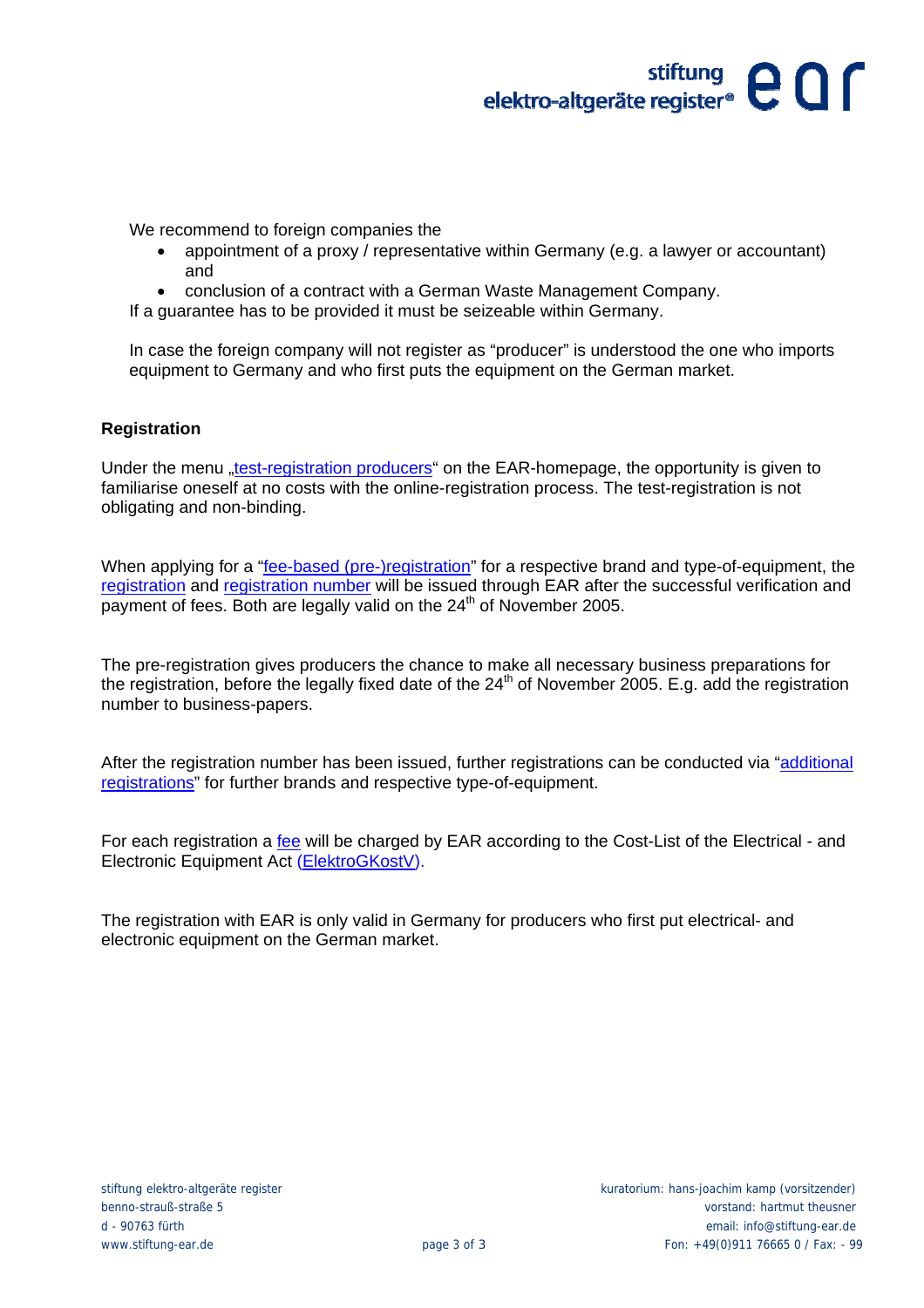We recommend to foreign companies the

- appointment of a proxy / representative within Germany (e.g. a lawyer or accountant) and
- conclusion of a contract with a German Waste Management Company.

If a guarantee has to be provided it must be seizeable within Germany.

In case the foreign company will not register as "producer" is understood the one who imports equipment to Germany and who first puts the equipment on the German market.

**Registration**

Under the menu „test-registration producers“ on the EAR-homepage, the opportunity is given to familiarise oneself at no costs with the online-registration process. The test-registration is not obligating and non-binding.

When applying for a "fee-based (pre-)registration" for a respective brand and type-of-equipment, the registration and registration number will be issued through EAR after the successful verification and payment of fees. Both are legally valid on the 24th of November 2005.

The pre-registration gives producers the chance to make all necessary business preparations for the registration, before the legally fixed date of the 24th of November 2005. E.g. add the registration number to business-papers.

After the registration number has been issued, further registrations can be conducted via "additional registrations" for further brands and respective type-of-equipment.

For each registration a fee will be charged by EAR according to the Cost-List of the Electrical - and Electronic Equipment Act (ElektroGKostV).

The registration with EAR is only valid in Germany for producers who first put electrical- and electronic equipment on the German market.